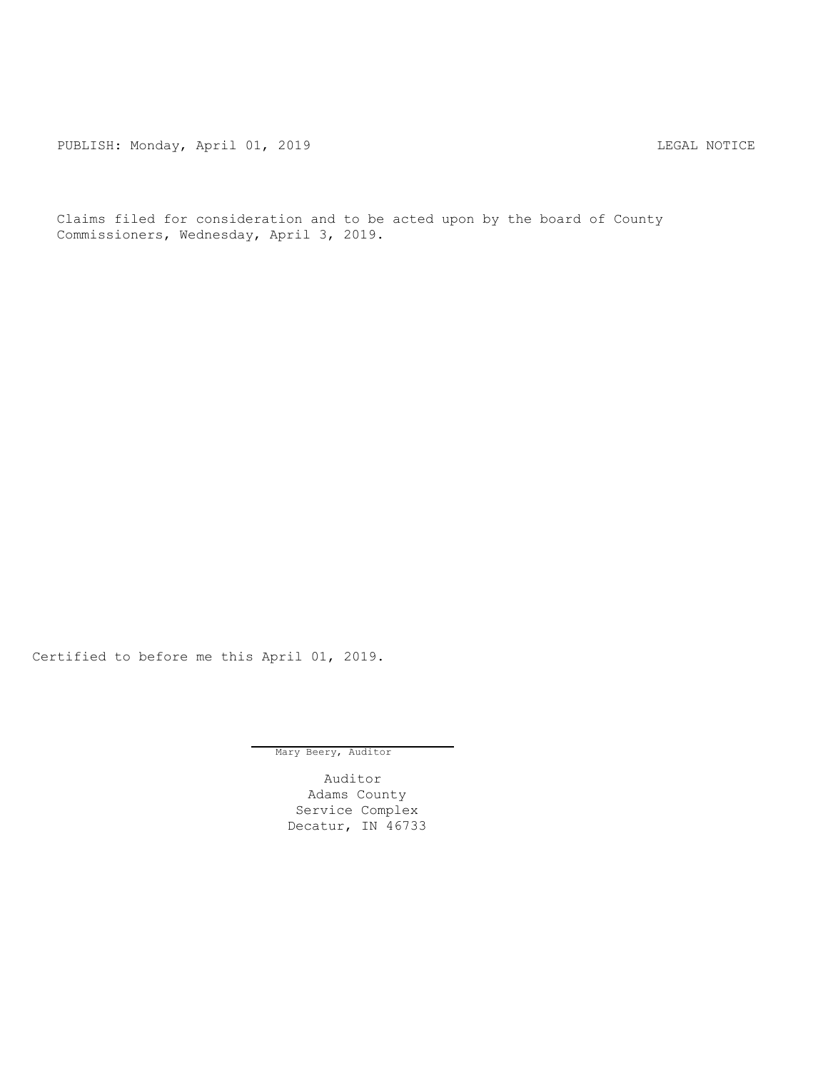PUBLISH: Monday, April 01, 2019 LEGAL NOTICE

Claims filed for consideration and to be acted upon by the board of County Commissioners, Wednesday, April 3, 2019.

Certified to before me this April 01, 2019.

Mary Beery, Auditor

Auditor
Adams County
Service Complex
Decatur, IN 46733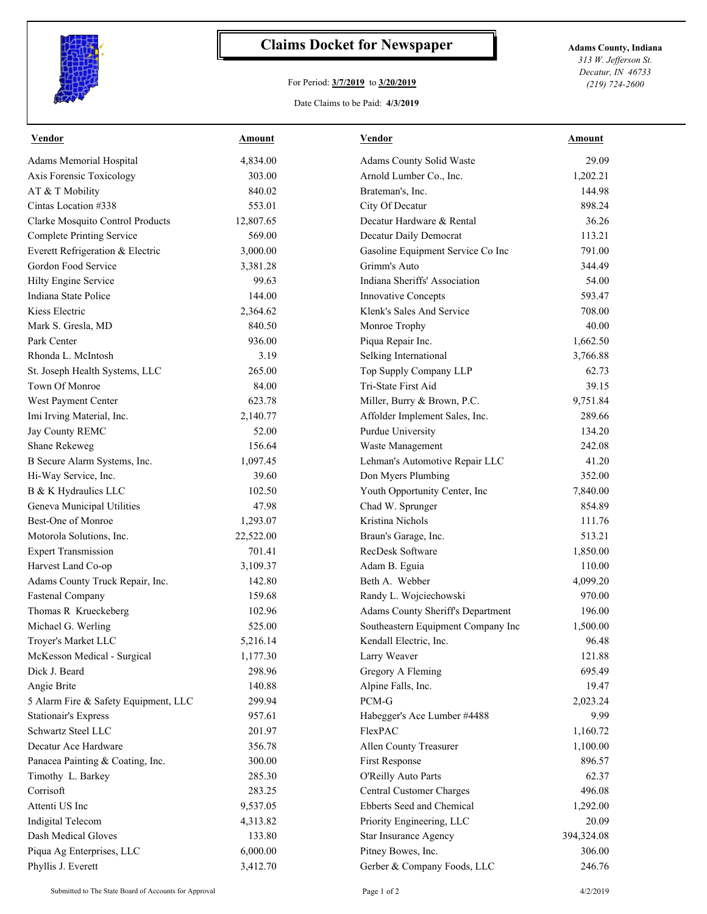# Claims Docket for Newspaper

For Period: **3/7/2019** to **3/20/2019**

Date Claims to be Paid: **4/3/2019**

**Adams County, Indiana**
*313 W. Jefferson St.*
*Decatur, IN 46733*
*(219) 724-2600*

| Vendor | Amount | Vendor | Amount |
|---|---|---|---|
| Adams Memorial Hospital | 4,834.00 | Adams County Solid Waste | 29.09 |
| Axis Forensic Toxicology | 303.00 | Arnold Lumber Co., Inc. | 1,202.21 |
| AT & T Mobility | 840.02 | Brateman's, Inc. | 144.98 |
| Cintas Location #338 | 553.01 | City Of Decatur | 898.24 |
| Clarke Mosquito Control Products | 12,807.65 | Decatur Hardware & Rental | 36.26 |
| Complete Printing Service | 569.00 | Decatur Daily Democrat | 113.21 |
| Everett Refrigeration & Electric | 3,000.00 | Gasoline Equipment Service Co Inc | 791.00 |
| Gordon Food Service | 3,381.28 | Grimm's Auto | 344.49 |
| Hilty Engine Service | 99.63 | Indiana Sheriffs' Association | 54.00 |
| Indiana State Police | 144.00 | Innovative Concepts | 593.47 |
| Kiess Electric | 2,364.62 | Klenk's Sales And Service | 708.00 |
| Mark S. Gresla, MD | 840.50 | Monroe Trophy | 40.00 |
| Park Center | 936.00 | Piqua Repair Inc. | 1,662.50 |
| Rhonda L. McIntosh | 3.19 | Selking International | 3,766.88 |
| St. Joseph Health Systems, LLC | 265.00 | Top Supply Company LLP | 62.73 |
| Town Of Monroe | 84.00 | Tri-State First Aid | 39.15 |
| West Payment Center | 623.78 | Miller, Burry & Brown, P.C. | 9,751.84 |
| Imi Irving Material, Inc. | 2,140.77 | Affolder Implement Sales, Inc. | 289.66 |
| Jay County REMC | 52.00 | Purdue University | 134.20 |
| Shane Rekeweg | 156.64 | Waste Management | 242.08 |
| B Secure Alarm Systems, Inc. | 1,097.45 | Lehman's Automotive Repair LLC | 41.20 |
| Hi-Way Service, Inc. | 39.60 | Don Myers Plumbing | 352.00 |
| B & K Hydraulics LLC | 102.50 | Youth Opportunity Center, Inc | 7,840.00 |
| Geneva Municipal Utilities | 47.98 | Chad W. Sprunger | 854.89 |
| Best-One of Monroe | 1,293.07 | Kristina Nichols | 111.76 |
| Motorola Solutions, Inc. | 22,522.00 | Braun's Garage, Inc. | 513.21 |
| Expert Transmission | 701.41 | RecDesk Software | 1,850.00 |
| Harvest Land Co-op | 3,109.37 | Adam B. Eguia | 110.00 |
| Adams County Truck Repair, Inc. | 142.80 | Beth A. Webber | 4,099.20 |
| Fastenal Company | 159.68 | Randy L. Wojciechowski | 970.00 |
| Thomas R Krueckeberg | 102.96 | Adams County Sheriff's Department | 196.00 |
| Michael G. Werling | 525.00 | Southeastern Equipment Company Inc | 1,500.00 |
| Troyer's Market LLC | 5,216.14 | Kendall Electric, Inc. | 96.48 |
| McKesson Medical - Surgical | 1,177.30 | Larry Weaver | 121.88 |
| Dick J. Beard | 298.96 | Gregory A Fleming | 695.49 |
| Angie Brite | 140.88 | Alpine Falls, Inc. | 19.47 |
| 5 Alarm Fire & Safety Equipment, LLC | 299.94 | PCM-G | 2,023.24 |
| Stationair's Express | 957.61 | Habegger's Ace Lumber #4488 | 9.99 |
| Schwartz Steel LLC | 201.97 | FlexPAC | 1,160.72 |
| Decatur Ace Hardware | 356.78 | Allen County Treasurer | 1,100.00 |
| Panacea Painting & Coating, Inc. | 300.00 | First Response | 896.57 |
| Timothy L. Barkey | 285.30 | O'Reilly Auto Parts | 62.37 |
| Corrisoft | 283.25 | Central Customer Charges | 496.08 |
| Attenti US Inc | 9,537.05 | Ebberts Seed and Chemical | 1,292.00 |
| Indigital Telecom | 4,313.82 | Priority Engineering, LLC | 20.09 |
| Dash Medical Gloves | 133.80 | Star Insurance Agency | 394,324.08 |
| Piqua Ag Enterprises, LLC | 6,000.00 | Pitney Bowes, Inc. | 306.00 |
| Phyllis J. Everett | 3,412.70 | Gerber & Company Foods, LLC | 246.76 |

Submitted to The State Board of Accounts for Approval

4/2/2019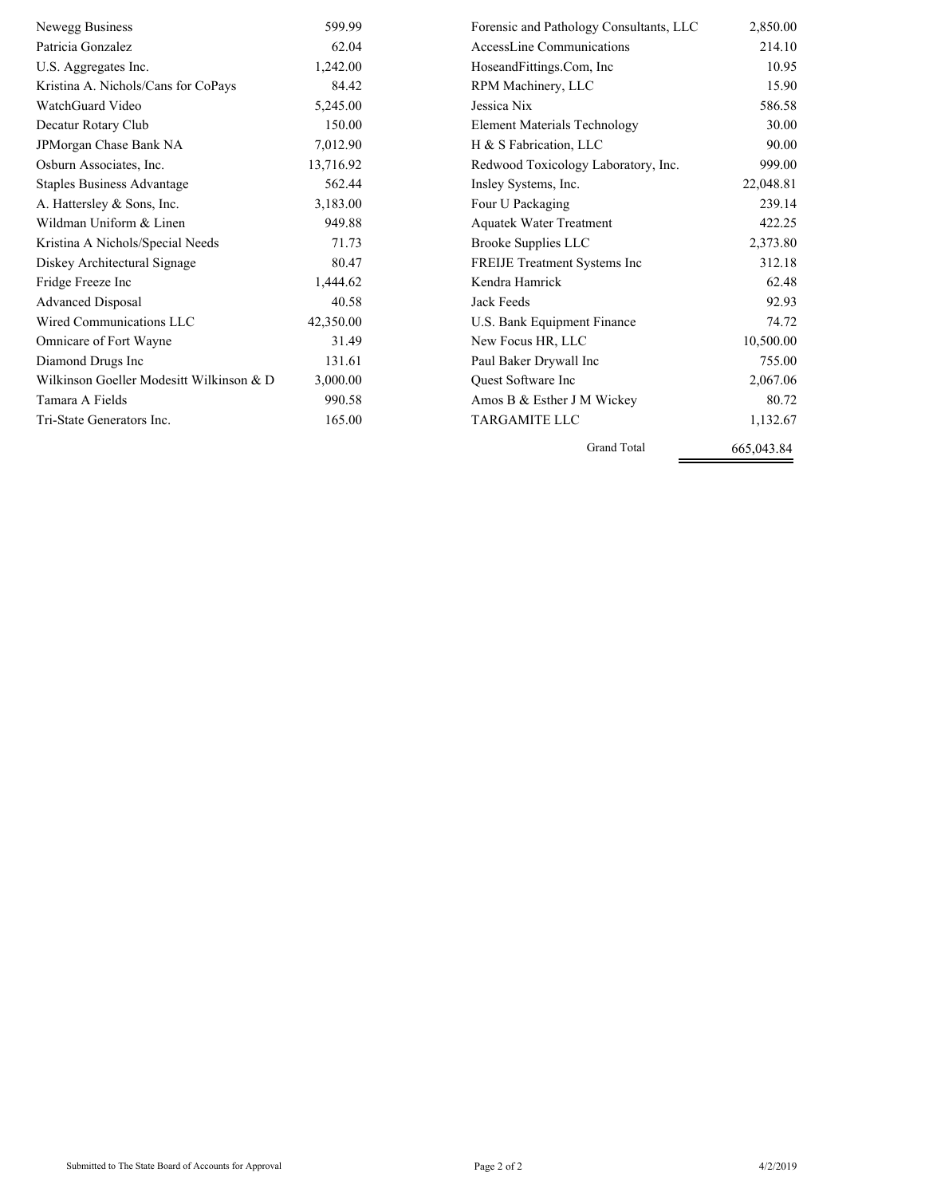| | | | |
|---|---|---|---|
| Newegg Business | 599.99 | Forensic and Pathology Consultants, LLC | 2,850.00 |
| Patricia Gonzalez | 62.04 | AccessLine Communications | 214.10 |
| U.S. Aggregates Inc. | 1,242.00 | HoseandFittings.Com, Inc | 10.95 |
| Kristina A. Nichols/Cans for CoPays | 84.42 | RPM Machinery, LLC | 15.90 |
| WatchGuard Video | 5,245.00 | Jessica Nix | 586.58 |
| Decatur Rotary Club | 150.00 | Element Materials Technology | 30.00 |
| JPMorgan Chase Bank NA | 7,012.90 | H & S Fabrication, LLC | 90.00 |
| Osburn Associates, Inc. | 13,716.92 | Redwood Toxicology Laboratory, Inc. | 999.00 |
| Staples Business Advantage | 562.44 | Insley Systems, Inc. | 22,048.81 |
| A. Hattersley & Sons, Inc. | 3,183.00 | Four U Packaging | 239.14 |
| Wildman Uniform & Linen | 949.88 | Aquatek Water Treatment | 422.25 |
| Kristina A Nichols/Special Needs | 71.73 | Brooke Supplies LLC | 2,373.80 |
| Diskey Architectural Signage | 80.47 | FREIJE Treatment Systems Inc | 312.18 |
| Fridge Freeze Inc | 1,444.62 | Kendra Hamrick | 62.48 |
| Advanced Disposal | 40.58 | Jack Feeds | 92.93 |
| Wired Communications LLC | 42,350.00 | U.S. Bank Equipment Finance | 74.72 |
| Omnicare of Fort Wayne | 31.49 | New Focus HR, LLC | 10,500.00 |
| Diamond Drugs Inc | 131.61 | Paul Baker Drywall Inc | 755.00 |
| Wilkinson Goeller Modesitt Wilkinson & D | 3,000.00 | Quest Software Inc | 2,067.06 |
| Tamara A Fields | 990.58 | Amos B & Esther J M Wickey | 80.72 |
| Tri-State Generators Inc. | 165.00 | TARGAMITE LLC | 1,132.67 |
| | | Grand Total | 665,043.84 |

Submitted to The State Board of Accounts for Approval

4/2/2019